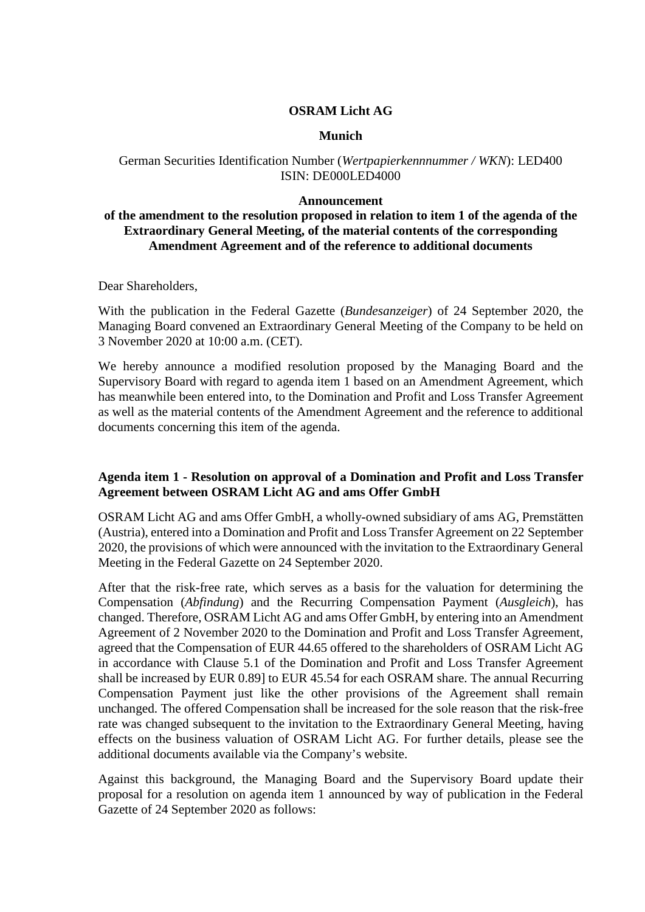**OSRAM Licht AG**

**Munich**

German Securities Identification Number (*Wertpapierkennnummer / WKN*): LED400
ISIN: DE000LED4000

**Announcement**
**of the amendment to the resolution proposed in relation to item 1 of the agenda of the Extraordinary General Meeting, of the material contents of the corresponding Amendment Agreement and of the reference to additional documents**

Dear Shareholders,

With the publication in the Federal Gazette (*Bundesanzeiger*) of 24 September 2020, the Managing Board convened an Extraordinary General Meeting of the Company to be held on 3 November 2020 at 10:00 a.m. (CET).

We hereby announce a modified resolution proposed by the Managing Board and the Supervisory Board with regard to agenda item 1 based on an Amendment Agreement, which has meanwhile been entered into, to the Domination and Profit and Loss Transfer Agreement as well as the material contents of the Amendment Agreement and the reference to additional documents concerning this item of the agenda.

**Agenda item 1 - Resolution on approval of a Domination and Profit and Loss Transfer Agreement between OSRAM Licht AG and ams Offer GmbH**

OSRAM Licht AG and ams Offer GmbH, a wholly-owned subsidiary of ams AG, Premstätten (Austria), entered into a Domination and Profit and Loss Transfer Agreement on 22 September 2020, the provisions of which were announced with the invitation to the Extraordinary General Meeting in the Federal Gazette on 24 September 2020.

After that the risk-free rate, which serves as a basis for the valuation for determining the Compensation (*Abfindung*) and the Recurring Compensation Payment (*Ausgleich*), has changed. Therefore, OSRAM Licht AG and ams Offer GmbH, by entering into an Amendment Agreement of 2 November 2020 to the Domination and Profit and Loss Transfer Agreement, agreed that the Compensation of EUR 44.65 offered to the shareholders of OSRAM Licht AG in accordance with Clause 5.1 of the Domination and Profit and Loss Transfer Agreement shall be increased by EUR 0.89] to EUR 45.54 for each OSRAM share. The annual Recurring Compensation Payment just like the other provisions of the Agreement shall remain unchanged. The offered Compensation shall be increased for the sole reason that the risk-free rate was changed subsequent to the invitation to the Extraordinary General Meeting, having effects on the business valuation of OSRAM Licht AG. For further details, please see the additional documents available via the Company's website.

Against this background, the Managing Board and the Supervisory Board update their proposal for a resolution on agenda item 1 announced by way of publication in the Federal Gazette of 24 September 2020 as follows: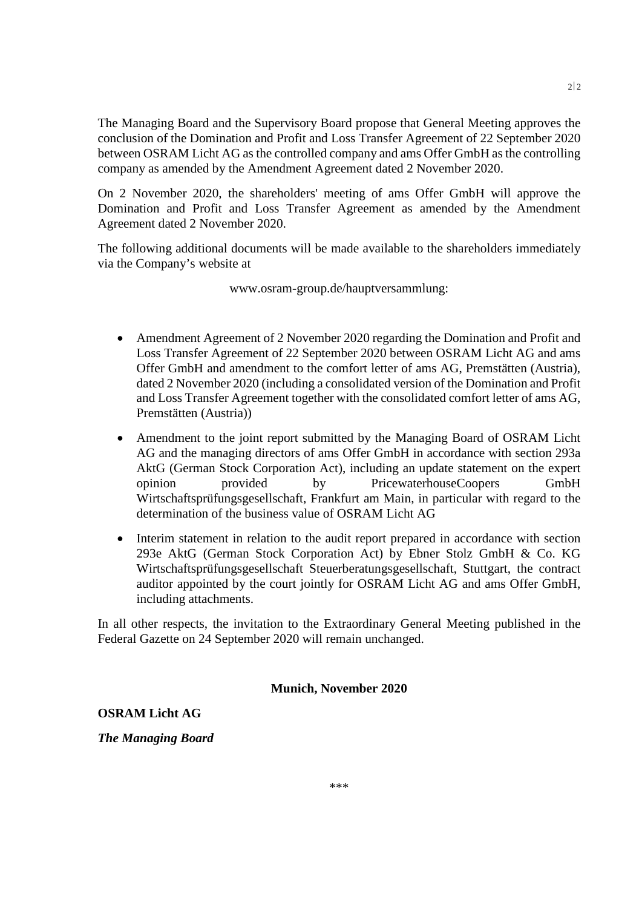The Managing Board and the Supervisory Board propose that General Meeting approves the conclusion of the Domination and Profit and Loss Transfer Agreement of 22 September 2020 between OSRAM Licht AG as the controlled company and ams Offer GmbH as the controlling company as amended by the Amendment Agreement dated 2 November 2020.

On 2 November 2020, the shareholders' meeting of ams Offer GmbH will approve the Domination and Profit and Loss Transfer Agreement as amended by the Amendment Agreement dated 2 November 2020.

The following additional documents will be made available to the shareholders immediately via the Company's website at

www.osram-group.de/hauptversammlung:

- Amendment Agreement of 2 November 2020 regarding the Domination and Profit and Loss Transfer Agreement of 22 September 2020 between OSRAM Licht AG and ams Offer GmbH and amendment to the comfort letter of ams AG, Premstätten (Austria), dated 2 November 2020 (including a consolidated version of the Domination and Profit and Loss Transfer Agreement together with the consolidated comfort letter of ams AG, Premstätten (Austria))
- Amendment to the joint report submitted by the Managing Board of OSRAM Licht AG and the managing directors of ams Offer GmbH in accordance with section 293a AktG (German Stock Corporation Act), including an update statement on the expert opinion provided by PricewaterhouseCoopers GmbH Wirtschaftsprüfungsgesellschaft, Frankfurt am Main, in particular with regard to the determination of the business value of OSRAM Licht AG
- Interim statement in relation to the audit report prepared in accordance with section 293e AktG (German Stock Corporation Act) by Ebner Stolz GmbH & Co. KG Wirtschaftsprüfungsgesellschaft Steuerberatungsgesellschaft, Stuttgart, the contract auditor appointed by the court jointly for OSRAM Licht AG and ams Offer GmbH, including attachments.

In all other respects, the invitation to the Extraordinary General Meeting published in the Federal Gazette on 24 September 2020 will remain unchanged.

**Munich, November 2020**

**OSRAM Licht AG**

***The Managing Board***

***